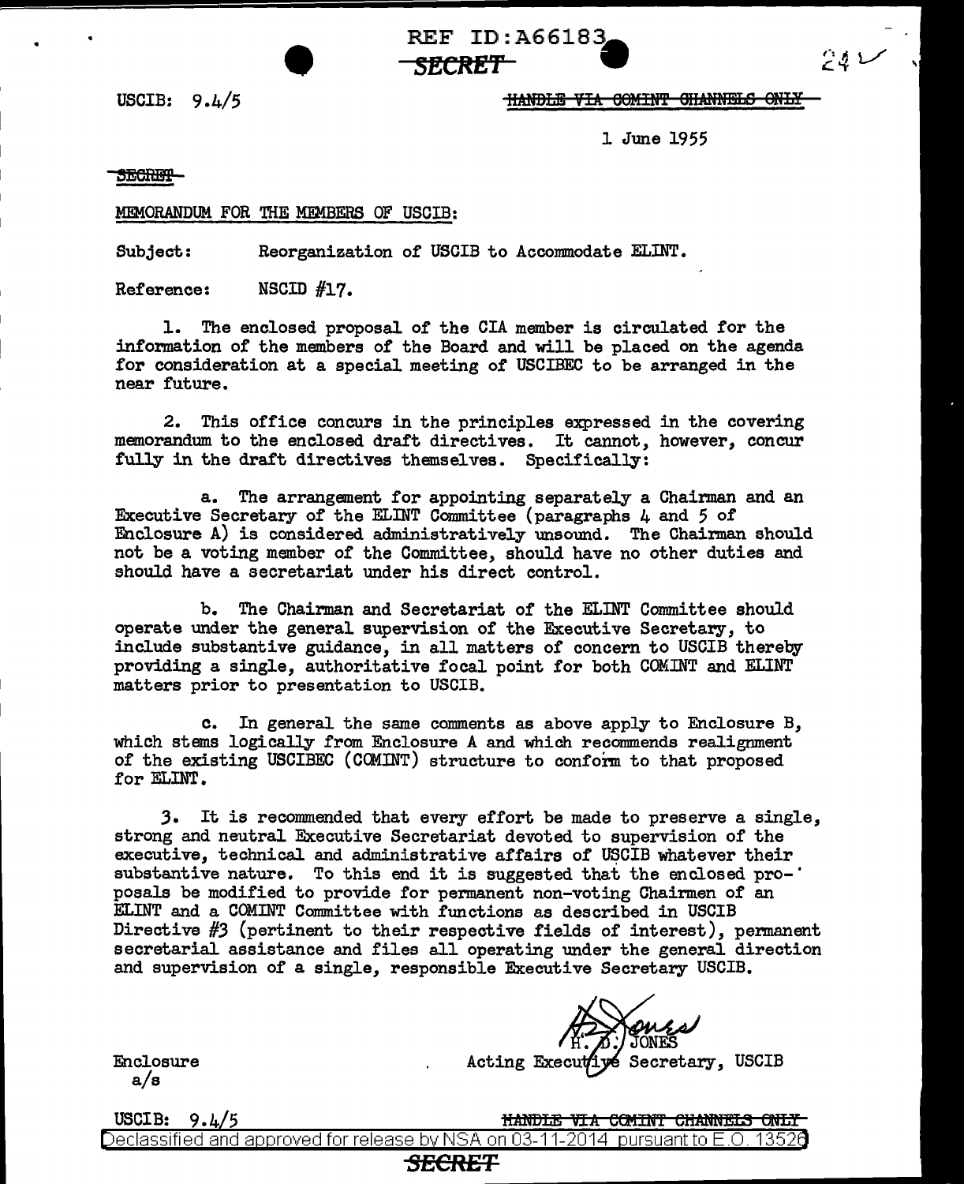REF ID:A66183

~~SECRET~~

USCIB: 9.4/5

~~HANDLE VIA COMINT CHANNELS ONLY~~

1 June 1955

~~SECRET~~

MEMORANDUM FOR THE MEMBERS OF USCIB:

Subject: Reorganization of USCIB to Accommodate ELINT.

Reference: NSCID #17.

1. The enclosed proposal of the CIA member is circulated for the information of the members of the Board and will be placed on the agenda for consideration at a special meeting of USCIBEC to be arranged in the near future.

2. This office concurs in the principles expressed in the covering memorandum to the enclosed draft directives. It cannot, however, concur fully in the draft directives themselves. Specifically:

a. The arrangement for appointing separately a Chairman and an Executive Secretary of the ELINT Committee (paragraphs 4 and 5 of Enclosure A) is considered administratively unsound. The Chairman should not be a voting member of the Committee, should have no other duties and should have a secretariat under his direct control.

b. The Chairman and Secretariat of the ELINT Committee should operate under the general supervision of the Executive Secretary, to include substantive guidance, in all matters of concern to USCIB thereby providing a single, authoritative focal point for both COMINT and ELINT matters prior to presentation to USCIB.

c. In general the same comments as above apply to Enclosure B, which stems logically from Enclosure A and which recommends realignment of the existing USCIBEC (COMINT) structure to conform to that proposed for ELINT.

3. It is recommended that every effort be made to preserve a single, strong and neutral Executive Secretariat devoted to supervision of the executive, technical and administrative affairs of USCIB whatever their substantive nature. To this end it is suggested that the enclosed proposals be modified to provide for permanent non-voting Chairmen of an ELINT and a COMINT Committee with functions as described in USCIB Directive #3 (pertinent to their respective fields of interest), permanent secretarial assistance and files all operating under the general direction and supervision of a single, responsible Executive Secretary USCIB.

H. D. JONES
Acting Executive Secretary, USCIB

Enclosure
a/s

USCIB: 9.4/5

~~HANDLE VIA COMINT CHANNELS ONLY~~

Declassified and approved for release by NSA on 03-11-2014 pursuant to E.O. 13526

~~SECRET~~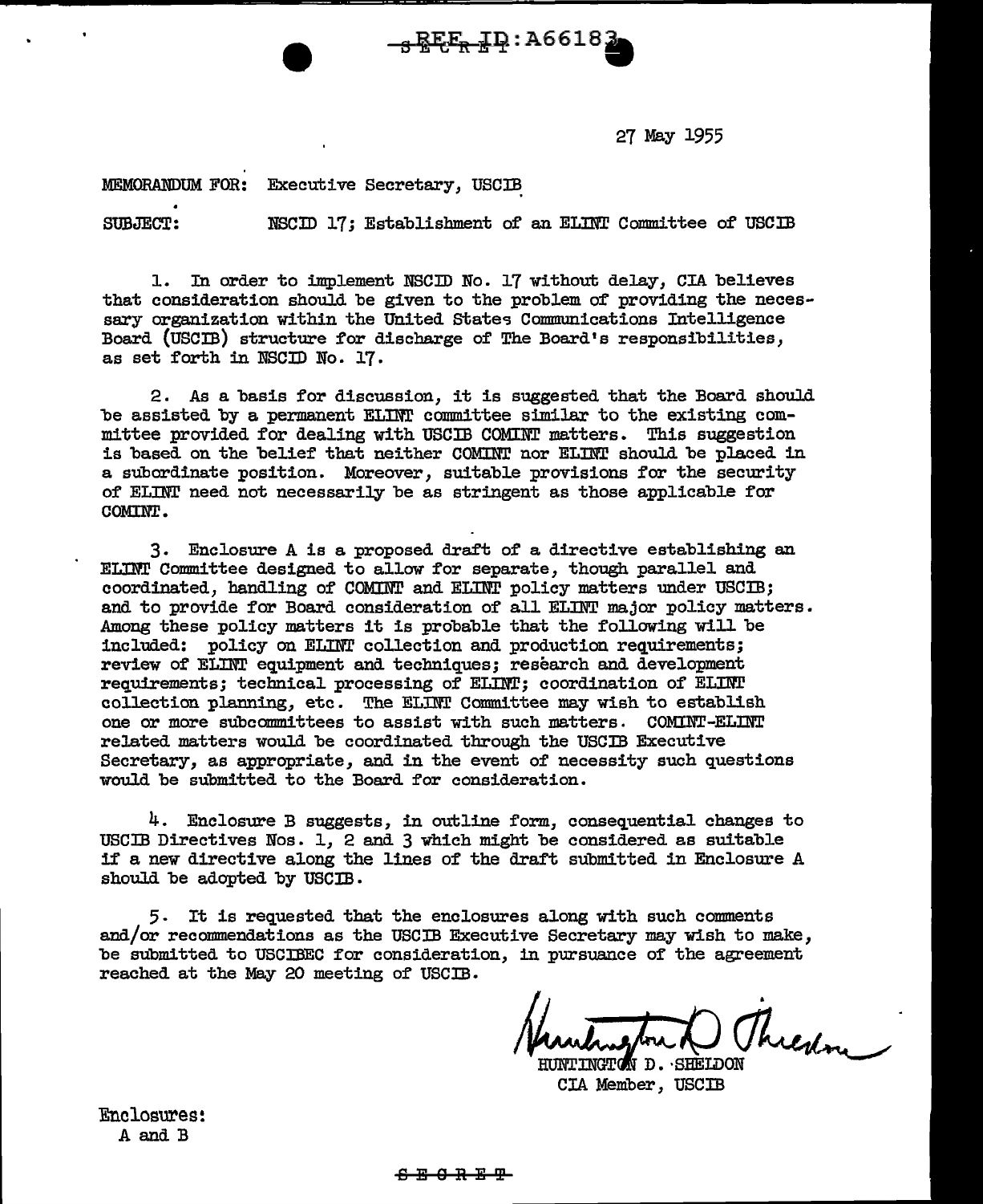27 May 1955

MEMORANDUM FOR: Executive Secretary, USCIB

SUBJECT: NSCID 17; Establishment of an ELINT Committee of USCIB

1. In order to implement NSCID No. 17 without delay, CIA believes that consideration should be given to the problem of providing the necessary organization within the United States Communications Intelligence Board (USCIB) structure for discharge of The Board's responsibilities, as set forth in NSCID No. 17.

2. As a basis for discussion, it is suggested that the Board should be assisted by a permanent ELINT committee similar to the existing committee provided for dealing with USCIB COMINT matters. This suggestion is based on the belief that neither COMINT nor ELINT should be placed in a subordinate position. Moreover, suitable provisions for the security of ELINT need not necessarily be as stringent as those applicable for COMINT.

3. Enclosure A is a proposed draft of a directive establishing an ELINT Committee designed to allow for separate, though parallel and coordinated, handling of COMINT and ELINT policy matters under USCIB; and to provide for Board consideration of all ELINT major policy matters. Among these policy matters it is probable that the following will be included: policy on ELINT collection and production requirements; review of ELINT equipment and techniques; research and development requirements; technical processing of ELINT; coordination of ELINT collection planning, etc. The ELINT Committee may wish to establish one or more subcommittees to assist with such matters. COMINT-ELINT related matters would be coordinated through the USCIB Executive Secretary, as appropriate, and in the event of necessity such questions would be submitted to the Board for consideration.

4. Enclosure B suggests, in outline form, consequential changes to USCIB Directives Nos. 1, 2 and 3 which might be considered as suitable if a new directive along the lines of the draft submitted in Enclosure A should be adopted by USCIB.

5. It is requested that the enclosures along with such comments and/or recommendations as the USCIB Executive Secretary may wish to make, be submitted to USCIBEC for consideration, in pursuance of the agreement reached at the May 20 meeting of USCIB.

HUNTINGTON D. SHELDON
CIA Member, USCIB

Enclosures:
A and B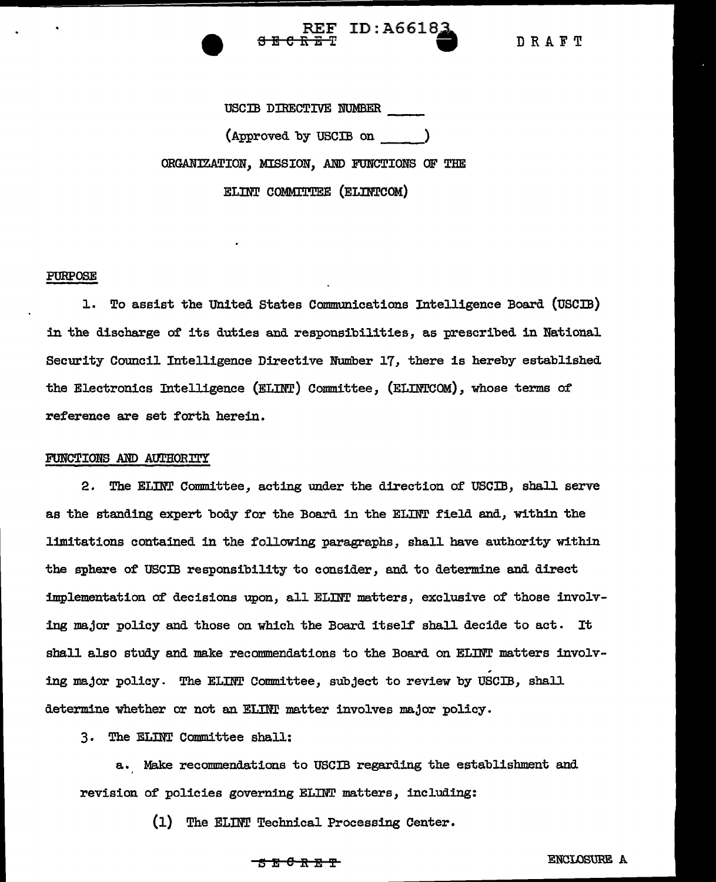REF ID:A66183

~~SECRET~~

DRAFT

USCIB DIRECTIVE NUMBER _____

(Approved by USCIB on _____)

ORGANIZATION, MISSION, AND FUNCTIONS OF THE

ELINT COMMITTEE (ELINTCOM)

PURPOSE

1. To assist the United States Communications Intelligence Board (USCIB) in the discharge of its duties and responsibilities, as prescribed in National Security Council Intelligence Directive Number 17, there is hereby established the Electronics Intelligence (ELINT) Committee, (ELINTCOM), whose terms of reference are set forth herein.

FUNCTIONS AND AUTHORITY

2. The ELINT Committee, acting under the direction of USCIB, shall serve as the standing expert body for the Board in the ELINT field and, within the limitations contained in the following paragraphs, shall have authority within the sphere of USCIB responsibility to consider, and to determine and direct implementation of decisions upon, all ELINT matters, exclusive of those involving major policy and those on which the Board itself shall decide to act. It shall also study and make recommendations to the Board on ELINT matters involving major policy. The ELINT Committee, subject to review by USCIB, shall determine whether or not an ELINT matter involves major policy.

3. The ELINT Committee shall:

a. Make recommendations to USCIB regarding the establishment and revision of policies governing ELINT matters, including:

(1) The ELINT Technical Processing Center.

~~SECRET~~

ENCLOSURE A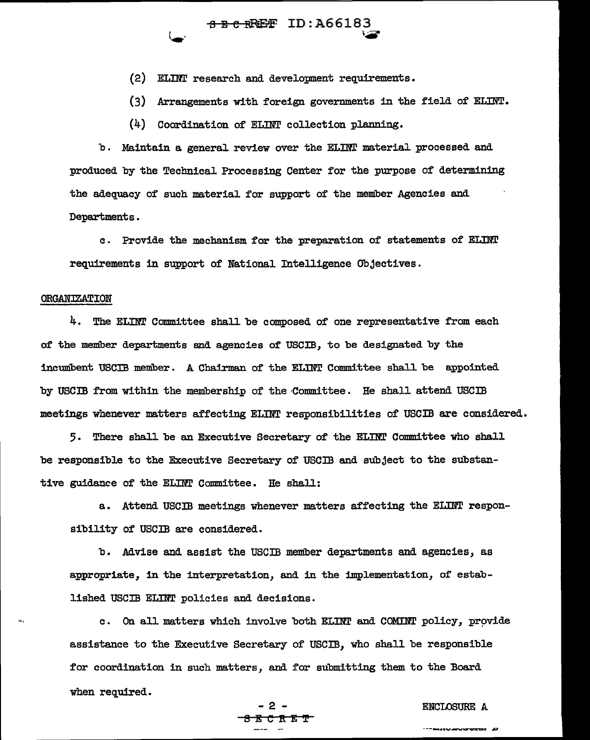(2) ELINT research and development requirements.

(3) Arrangements with foreign governments in the field of ELINT.

(4) Coordination of ELINT collection planning.

b. Maintain a general review over the ELINT material processed and produced by the Technical Processing Center for the purpose of determining the adequacy of such material for support of the member Agencies and Departments.

c. Provide the mechanism for the preparation of statements of ELINT requirements in support of National Intelligence Objectives.

ORGANIZATION

4. The ELINT Committee shall be composed of one representative from each of the member departments and agencies of USCIB, to be designated by the incumbent USCIB member. A Chairman of the ELINT Committee shall be appointed by USCIB from within the membership of the Committee. He shall attend USCIB meetings whenever matters affecting ELINT responsibilities of USCIB are considered.

5. There shall be an Executive Secretary of the ELINT Committee who shall be responsible to the Executive Secretary of USCIB and subject to the substantive guidance of the ELINT Committee. He shall:

a. Attend USCIB meetings whenever matters affecting the ELINT responsibility of USCIB are considered.

b. Advise and assist the USCIB member departments and agencies, as appropriate, in the interpretation, and in the implementation, of established USCIB ELINT policies and decisions.

c. On all matters which involve both ELINT and COMINT policy, provide assistance to the Executive Secretary of USCIB, who shall be responsible for coordination in such matters, and for submitting them to the Board when required.

ENCLOSURE A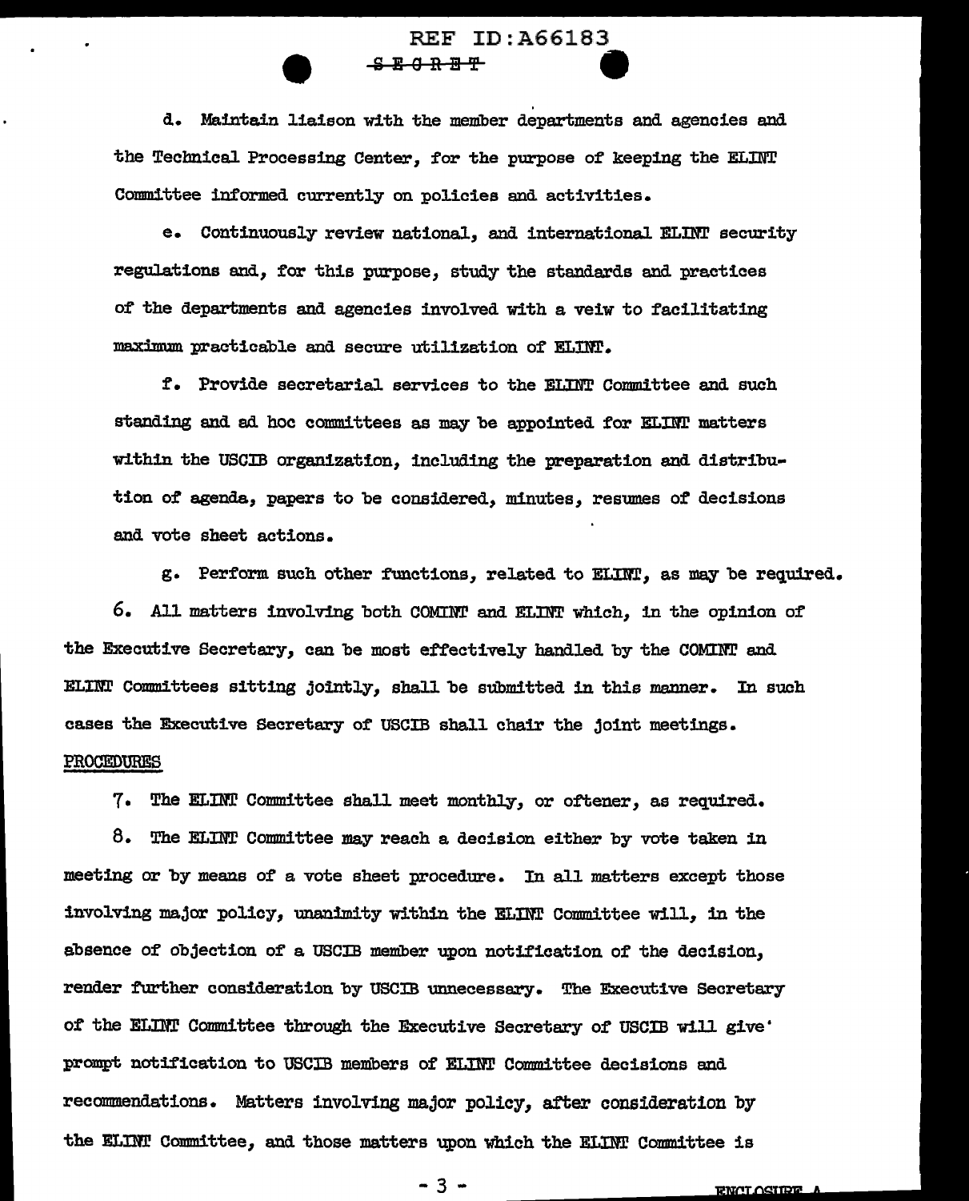d. Maintain liaison with the member departments and agencies and the Technical Processing Center, for the purpose of keeping the ELINT Committee informed currently on policies and activities.

e. Continuously review national, and international ELINT security regulations and, for this purpose, study the standards and practices of the departments and agencies involved with a veiw to facilitating maximum practicable and secure utilization of ELINT.

f. Provide secretarial services to the ELINT Committee and such standing and ad hoc committees as may be appointed for ELINT matters within the USCIB organization, including the preparation and distribution of agenda, papers to be considered, minutes, resumes of decisions and vote sheet actions.

g. Perform such other functions, related to ELINT, as may be required.

6. All matters involving both COMINT and ELINT which, in the opinion of the Executive Secretary, can be most effectively handled by the COMINT and ELINT Committees sitting jointly, shall be submitted in this manner. In such cases the Executive Secretary of USCIB shall chair the joint meetings.

PROCEDURES

7. The ELINT Committee shall meet monthly, or oftener, as required.

8. The ELINT Committee may reach a decision either by vote taken in meeting or by means of a vote sheet procedure. In all matters except those involving major policy, unanimity within the ELINT Committee will, in the absence of objection of a USCIB member upon notification of the decision, render further consideration by USCIB unnecessary. The Executive Secretary of the ELINT Committee through the Executive Secretary of USCIB will give prompt notification to USCIB members of ELINT Committee decisions and recommendations. Matters involving major policy, after consideration by the ELINT Committee, and those matters upon which the ELINT Committee is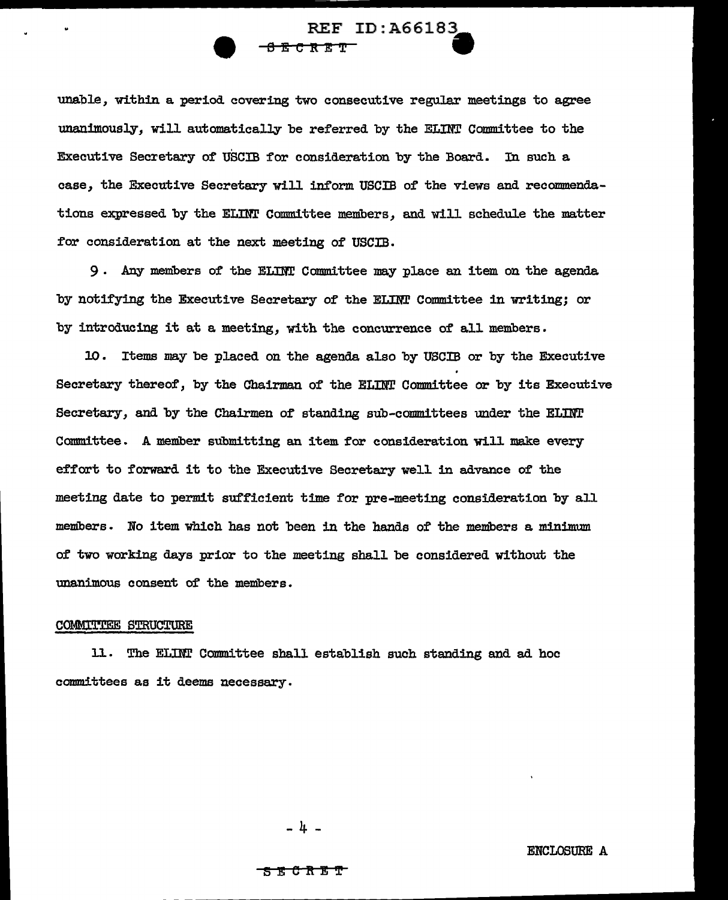unable, within a period covering two consecutive regular meetings to agree unanimously, will automatically be referred by the ELINT Committee to the Executive Secretary of USCIB for consideration by the Board. In such a case, the Executive Secretary will inform USCIB of the views and recommendations expressed by the ELINT Committee members, and will schedule the matter for consideration at the next meeting of USCIB.

9. Any members of the ELINT Committee may place an item on the agenda by notifying the Executive Secretary of the ELINT Committee in writing; or by introducing it at a meeting, with the concurrence of all members.

10. Items may be placed on the agenda also by USCIB or by the Executive Secretary thereof, by the Chairman of the ELINT Committee or by its Executive Secretary, and by the Chairmen of standing sub-committees under the ELINT Committee. A member submitting an item for consideration will make every effort to forward it to the Executive Secretary well in advance of the meeting date to permit sufficient time for pre-meeting consideration by all members. No item which has not been in the hands of the members a minimum of two working days prior to the meeting shall be considered without the unanimous consent of the members.

COMMITTEE STRUCTURE

11. The ELINT Committee shall establish such standing and ad hoc committees as it deems necessary.

ENCLOSURE A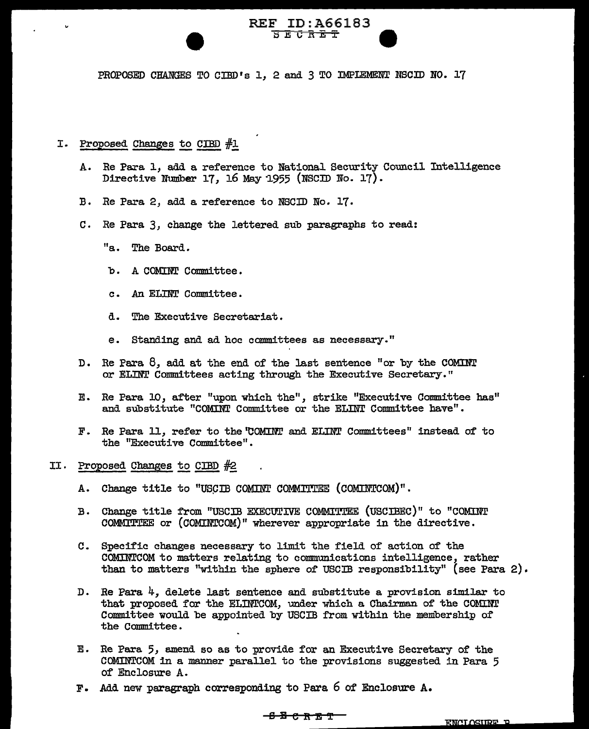PROPOSED CHANGES TO CIBD's 1, 2 and 3 TO IMPLEMENT NSCID NO. 17

I. Proposed Changes to CIBD #1

A. Re Para 1, add a reference to National Security Council Intelligence Directive Number 17, 16 May 1955 (NSCID No. 17).

B. Re Para 2, add a reference to NSCID No. 17.

C. Re Para 3, change the lettered sub paragraphs to read:

"a. The Board.

b. A COMINT Committee.

c. An ELINT Committee.

d. The Executive Secretariat.

e. Standing and ad hoc committees as necessary."

D. Re Para 8, add at the end of the last sentence "or by the COMINT or ELINT Committees acting through the Executive Secretary."

E. Re Para 10, after "upon which the", strike "Executive Committee has" and substitute "COMINT Committee or the ELINT Committee have".

F. Re Para 11, refer to the "COMINT and ELINT Committees" instead of to the "Executive Committee".

II. Proposed Changes to CIBD #2

A. Change title to "USCIB COMINT COMMITTEE (COMINTCOM)".

B. Change title from "USCIB EXECUTIVE COMMITTEE (USCIBEC)" to "COMINT COMMITTEE or (COMINTCOM)" wherever appropriate in the directive.

C. Specific changes necessary to limit the field of action of the COMINTCOM to matters relating to communications intelligence, rather than to matters "within the sphere of USCIB responsibility" (see Para 2).

D. Re Para 4, delete last sentence and substitute a provision similar to that proposed for the ELINTCOM, under which a Chairman of the COMINT Committee would be appointed by USCIB from within the membership of the Committee.

E. Re Para 5, amend so as to provide for an Executive Secretary of the COMINTCOM in a manner parallel to the provisions suggested in Para 5 of Enclosure A.

F. Add new paragraph corresponding to Para 6 of Enclosure A.

ENCLOSURE B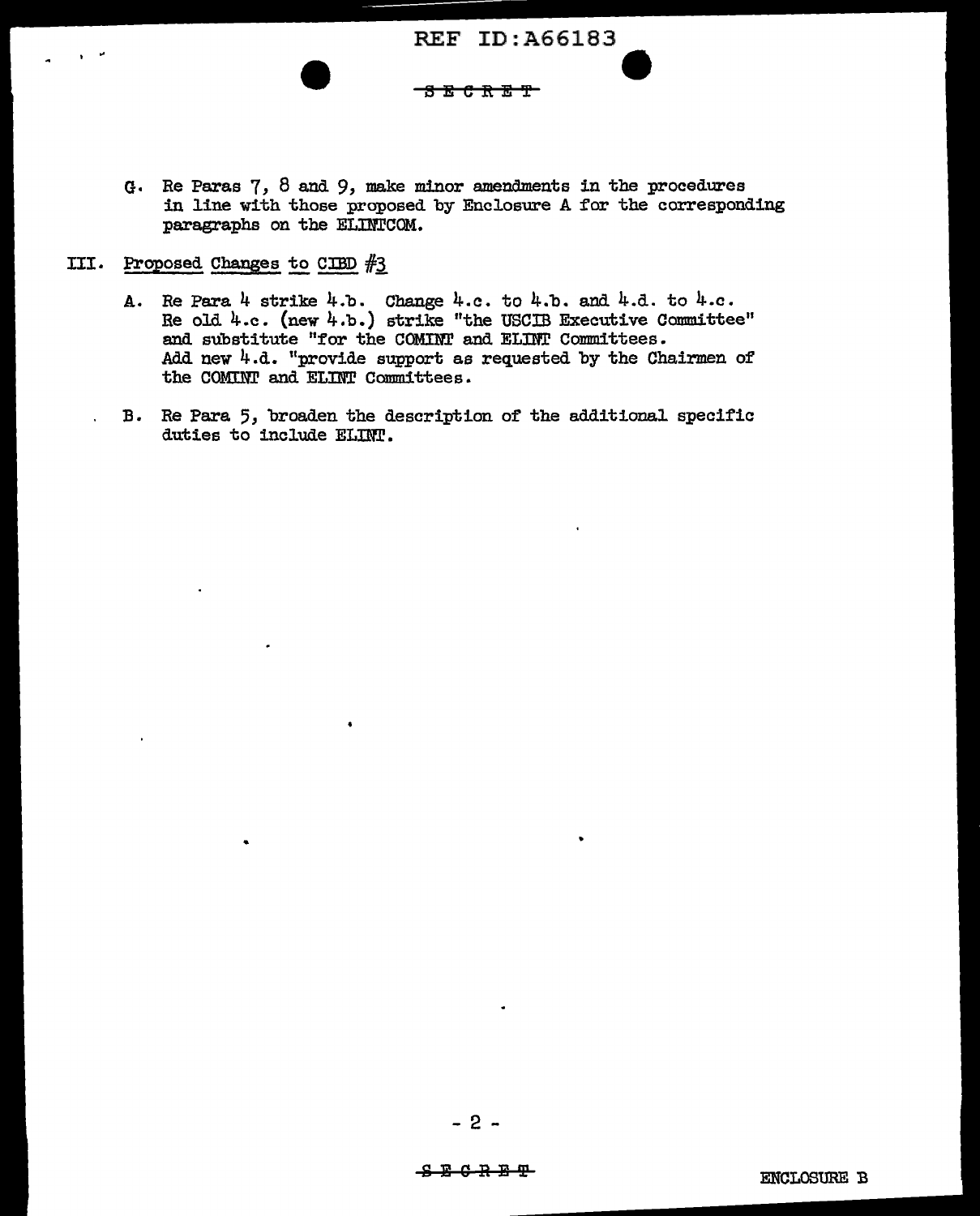G. Re Paras 7, 8 and 9, make minor amendments in the procedures in line with those proposed by Enclosure A for the corresponding paragraphs on the ELINTCOM.

III. Proposed Changes to CIBD #3

A. Re Para 4 strike 4.b. Change 4.c. to 4.b. and 4.d. to 4.c. Re old 4.c. (new 4.b.) strike "the USCIB Executive Committee" and substitute "for the COMINT and ELINT Committees. Add new 4.d. "provide support as requested by the Chairmen of the COMINT and ELINT Committees.

B. Re Para 5, broaden the description of the additional specific duties to include ELINT.